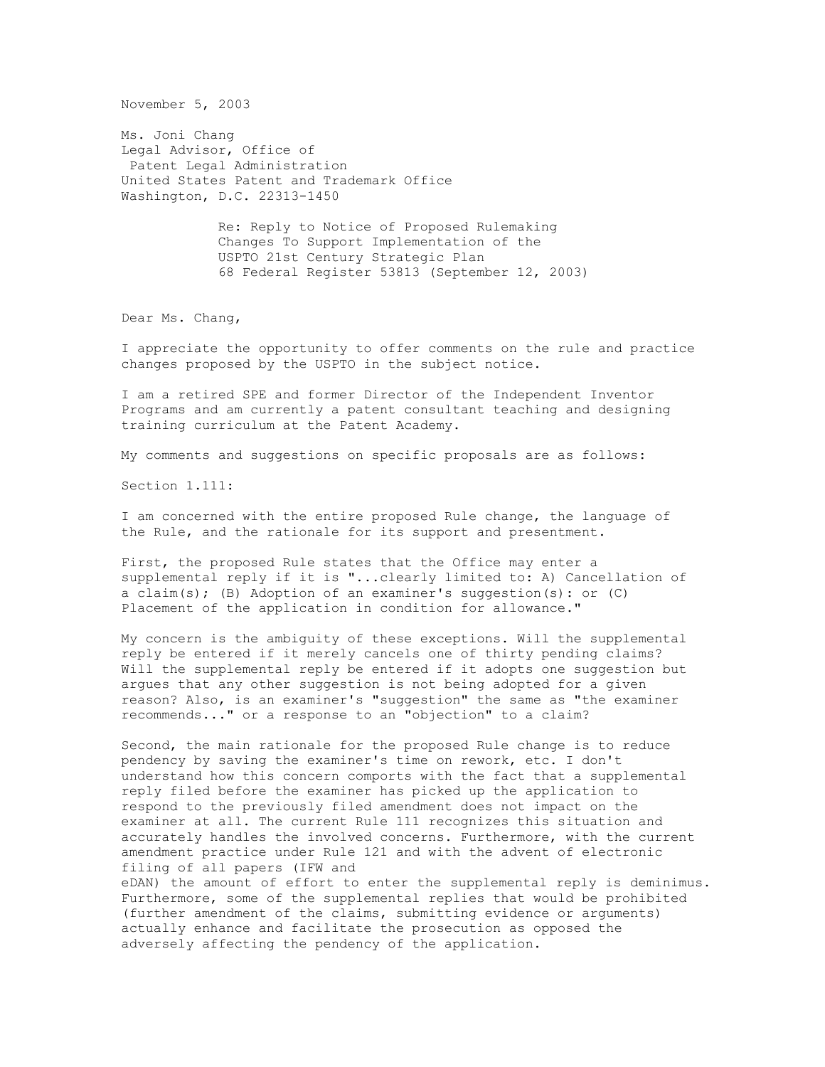November 5, 2003

Ms. Joni Chang  
Legal Advisor, Office of  
Patent Legal Administration  
United States Patent and Trademark Office  
Washington, D.C. 22313-1450

Re: Reply to Notice of Proposed Rulemaking  
Changes To Support Implementation of the  
USPTO 21st Century Strategic Plan  
68 Federal Register 53813 (September 12, 2003)

Dear Ms. Chang,

I appreciate the opportunity to offer comments on the rule and practice changes proposed by the USPTO in the subject notice.

I am a retired SPE and former Director of the Independent Inventor Programs and am currently a patent consultant teaching and designing training curriculum at the Patent Academy.

My comments and suggestions on specific proposals are as follows:

Section 1.111:

I am concerned with the entire proposed Rule change, the language of the Rule, and the rationale for its support and presentment.

First, the proposed Rule states that the Office may enter a supplemental reply if it is "...clearly limited to: A) Cancellation of a claim(s); (B) Adoption of an examiner's suggestion(s): or (C) Placement of the application in condition for allowance."

My concern is the ambiguity of these exceptions. Will the supplemental reply be entered if it merely cancels one of thirty pending claims? Will the supplemental reply be entered if it adopts one suggestion but argues that any other suggestion is not being adopted for a given reason? Also, is an examiner's "suggestion" the same as "the examiner recommends..." or a response to an "objection" to a claim?

Second, the main rationale for the proposed Rule change is to reduce pendency by saving the examiner's time on rework, etc. I don't understand how this concern comports with the fact that a supplemental reply filed before the examiner has picked up the application to respond to the previously filed amendment does not impact on the examiner at all. The current Rule 111 recognizes this situation and accurately handles the involved concerns. Furthermore, with the current amendment practice under Rule 121 and with the advent of electronic filing of all papers (IFW and eDAN) the amount of effort to enter the supplemental reply is deminimus. Furthermore, some of the supplemental replies that would be prohibited (further amendment of the claims, submitting evidence or arguments) actually enhance and facilitate the prosecution as opposed the adversely affecting the pendency of the application.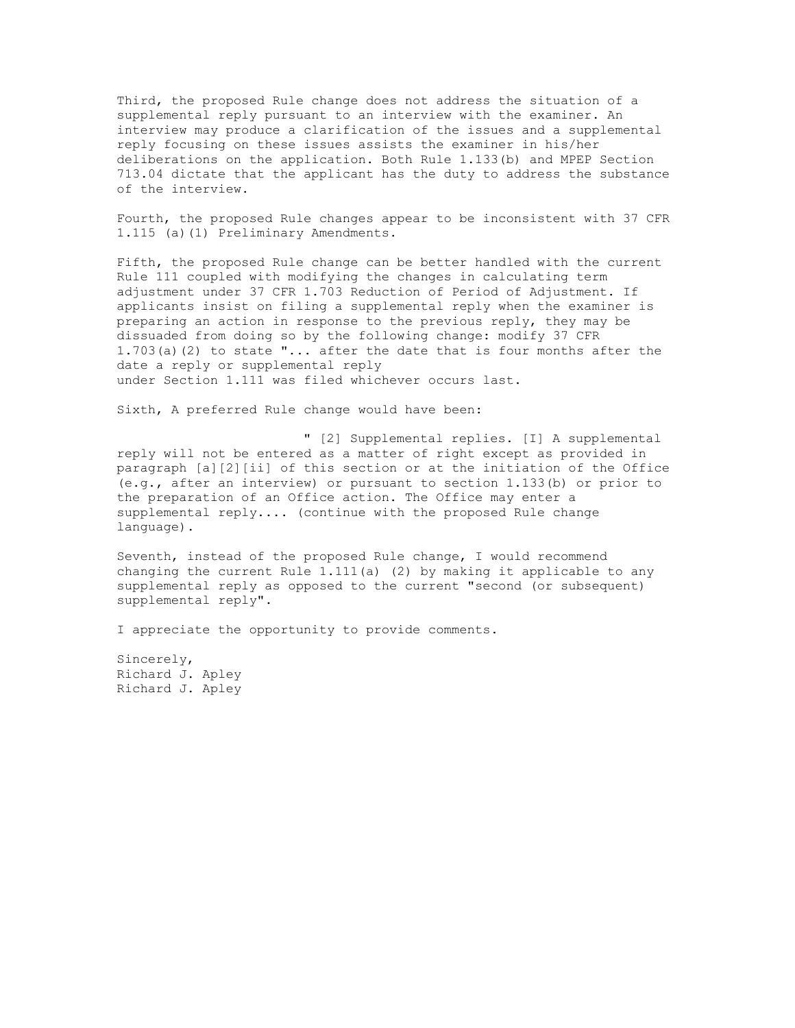Third, the proposed Rule change does not address the situation of a supplemental reply pursuant to an interview with the examiner. An interview may produce a clarification of the issues and a supplemental reply focusing on these issues assists the examiner in his/her deliberations on the application. Both Rule 1.133(b) and MPEP Section 713.04 dictate that the applicant has the duty to address the substance of the interview.

Fourth, the proposed Rule changes appear to be inconsistent with 37 CFR 1.115 (a)(1) Preliminary Amendments.

Fifth, the proposed Rule change can be better handled with the current Rule 111 coupled with modifying the changes in calculating term adjustment under 37 CFR 1.703 Reduction of Period of Adjustment. If applicants insist on filing a supplemental reply when the examiner is preparing an action in response to the previous reply, they may be dissuaded from doing so by the following change: modify 37 CFR 1.703(a)(2) to state "... after the date that is four months after the date a reply or supplemental reply under Section 1.111 was filed whichever occurs last.

Sixth, A preferred Rule change would have been:

" [2] Supplemental replies. [I] A supplemental reply will not be entered as a matter of right except as provided in paragraph [a][2][ii] of this section or at the initiation of the Office (e.g., after an interview) or pursuant to section 1.133(b) or prior to the preparation of an Office action. The Office may enter a supplemental reply.... (continue with the proposed Rule change language).

Seventh, instead of the proposed Rule change, I would recommend changing the current Rule 1.111(a) (2) by making it applicable to any supplemental reply as opposed to the current "second (or subsequent) supplemental reply".

I appreciate the opportunity to provide comments.

Sincerely,
Richard J. Apley
Richard J. Apley